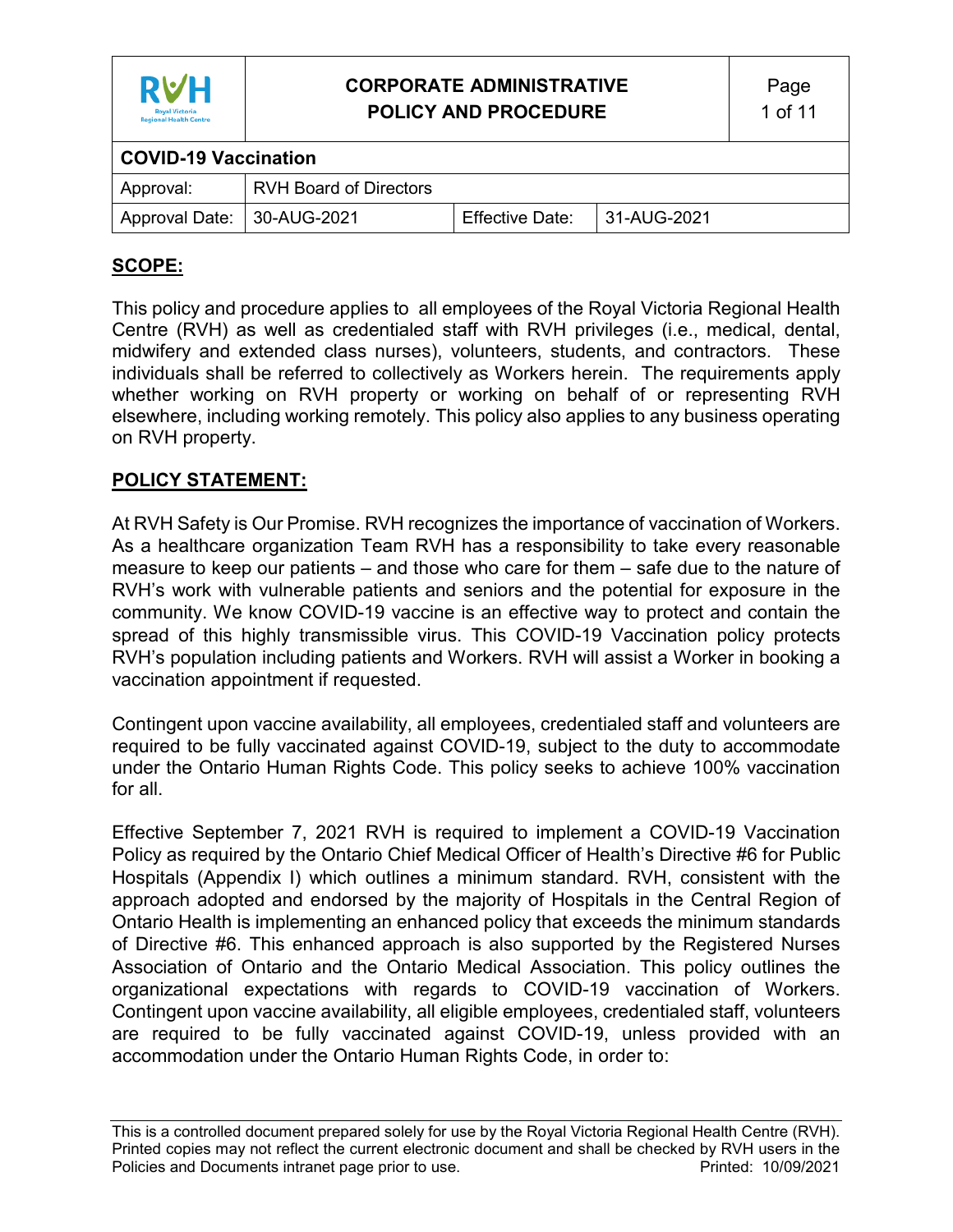| RVH Royal Victoria Regional Health Centre | CORPORATE ADMINISTRATIVE POLICY AND PROCEDURE | | |
|---|---|---|---|
| **COVID-19 Vaccination** | | | |
| Approval: | RVH Board of Directors | | |
| Approval Date: | 30-AUG-2021 | Effective Date: | 31-AUG-2021 |

## SCOPE:

This policy and procedure applies to all employees of the Royal Victoria Regional Health Centre (RVH) as well as credentialed staff with RVH privileges (i.e., medical, dental, midwifery and extended class nurses), volunteers, students, and contractors. These individuals shall be referred to collectively as Workers herein. The requirements apply whether working on RVH property or working on behalf of or representing RVH elsewhere, including working remotely. This policy also applies to any business operating on RVH property.

## POLICY STATEMENT:

At RVH Safety is Our Promise. RVH recognizes the importance of vaccination of Workers. As a healthcare organization Team RVH has a responsibility to take every reasonable measure to keep our patients – and those who care for them – safe due to the nature of RVH's work with vulnerable patients and seniors and the potential for exposure in the community. We know COVID-19 vaccine is an effective way to protect and contain the spread of this highly transmissible virus. This COVID-19 Vaccination policy protects RVH's population including patients and Workers. RVH will assist a Worker in booking a vaccination appointment if requested.

Contingent upon vaccine availability, all employees, credentialed staff and volunteers are required to be fully vaccinated against COVID-19, subject to the duty to accommodate under the Ontario Human Rights Code. This policy seeks to achieve 100% vaccination for all.

Effective September 7, 2021 RVH is required to implement a COVID-19 Vaccination Policy as required by the Ontario Chief Medical Officer of Health's Directive #6 for Public Hospitals (Appendix I) which outlines a minimum standard. RVH, consistent with the approach adopted and endorsed by the majority of Hospitals in the Central Region of Ontario Health is implementing an enhanced policy that exceeds the minimum standards of Directive #6. This enhanced approach is also supported by the Registered Nurses Association of Ontario and the Ontario Medical Association. This policy outlines the organizational expectations with regards to COVID-19 vaccination of Workers. Contingent upon vaccine availability, all eligible employees, credentialed staff, volunteers are required to be fully vaccinated against COVID-19, unless provided with an accommodation under the Ontario Human Rights Code, in order to: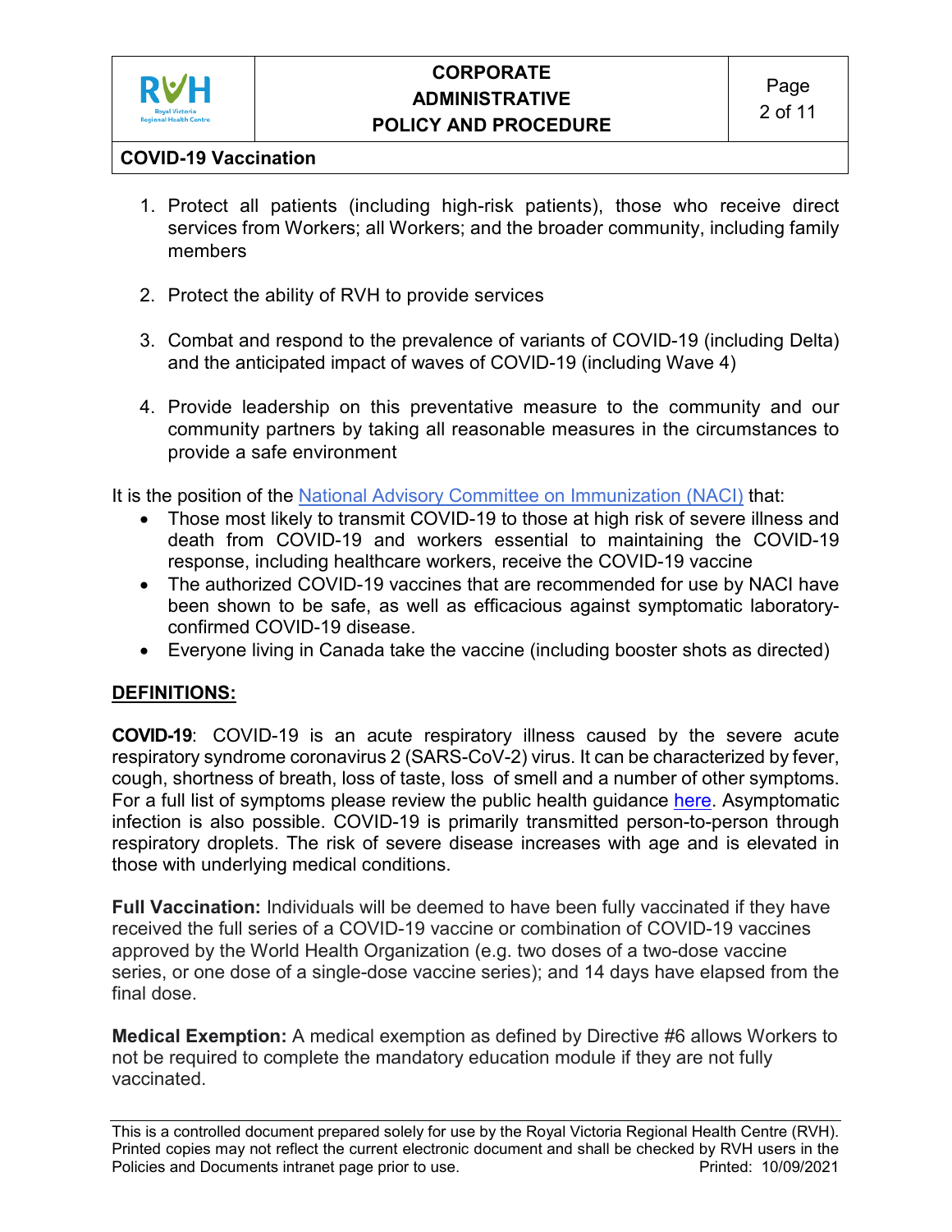1. Protect all patients (including high-risk patients), those who receive direct services from Workers; all Workers; and the broader community, including family members

2. Protect the ability of RVH to provide services

3. Combat and respond to the prevalence of variants of COVID-19 (including Delta) and the anticipated impact of waves of COVID-19 (including Wave 4)

4. Provide leadership on this preventative measure to the community and our community partners by taking all reasonable measures in the circumstances to provide a safe environment

It is the position of the National Advisory Committee on Immunization (NACI) that:

- Those most likely to transmit COVID-19 to those at high risk of severe illness and death from COVID-19 and workers essential to maintaining the COVID-19 response, including healthcare workers, receive the COVID-19 vaccine
- The authorized COVID-19 vaccines that are recommended for use by NACI have been shown to be safe, as well as efficacious against symptomatic laboratory-confirmed COVID-19 disease.
- Everyone living in Canada take the vaccine (including booster shots as directed)

## DEFINITIONS:

**COVID-19**: COVID-19 is an acute respiratory illness caused by the severe acute respiratory syndrome coronavirus 2 (SARS-CoV-2) virus. It can be characterized by fever, cough, shortness of breath, loss of taste, loss of smell and a number of other symptoms. For a full list of symptoms please review the public health guidance here. Asymptomatic infection is also possible. COVID-19 is primarily transmitted person-to-person through respiratory droplets. The risk of severe disease increases with age and is elevated in those with underlying medical conditions.

**Full Vaccination:** Individuals will be deemed to have been fully vaccinated if they have received the full series of a COVID-19 vaccine or combination of COVID-19 vaccines approved by the World Health Organization (e.g. two doses of a two-dose vaccine series, or one dose of a single-dose vaccine series); and 14 days have elapsed from the final dose.

**Medical Exemption:** A medical exemption as defined by Directive #6 allows Workers to not be required to complete the mandatory education module if they are not fully vaccinated.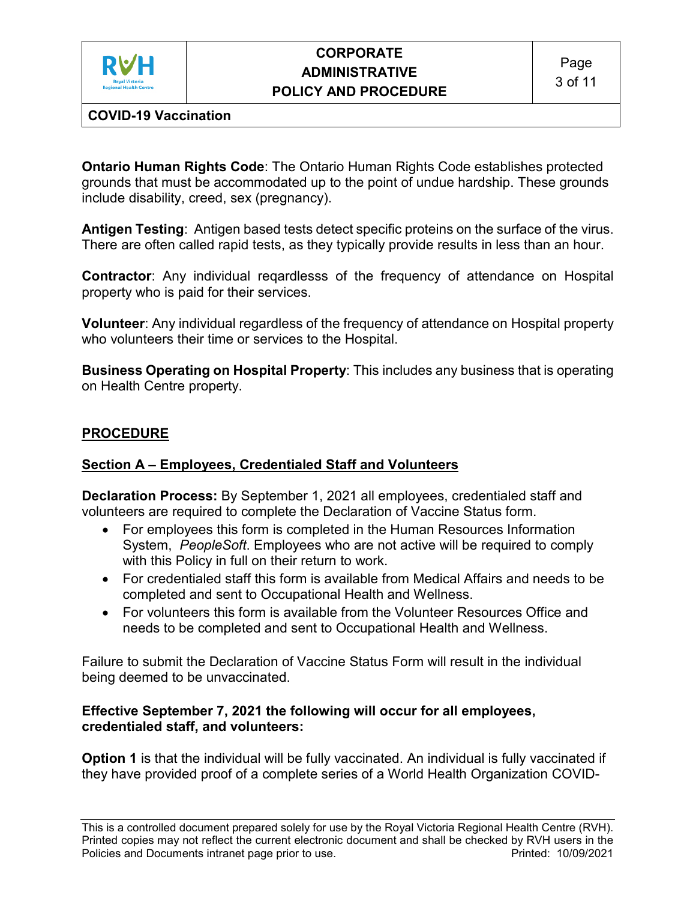**Ontario Human Rights Code**: The Ontario Human Rights Code establishes protected grounds that must be accommodated up to the point of undue hardship. These grounds include disability, creed, sex (pregnancy).

**Antigen Testing**: Antigen based tests detect specific proteins on the surface of the virus. There are often called rapid tests, as they typically provide results in less than an hour.

**Contractor**: Any individual reqardlesss of the frequency of attendance on Hospital property who is paid for their services.

**Volunteer**: Any individual regardless of the frequency of attendance on Hospital property who volunteers their time or services to the Hospital.

**Business Operating on Hospital Property**: This includes any business that is operating on Health Centre property.

## PROCEDURE

### Section A – Employees, Credentialed Staff and Volunteers

**Declaration Process:** By September 1, 2021 all employees, credentialed staff and volunteers are required to complete the Declaration of Vaccine Status form.

- For employees this form is completed in the Human Resources Information System, *PeopleSoft*. Employees who are not active will be required to comply with this Policy in full on their return to work.
- For credentialed staff this form is available from Medical Affairs and needs to be completed and sent to Occupational Health and Wellness.
- For volunteers this form is available from the Volunteer Resources Office and needs to be completed and sent to Occupational Health and Wellness.

Failure to submit the Declaration of Vaccine Status Form will result in the individual being deemed to be unvaccinated.

**Effective September 7, 2021 the following will occur for all employees, credentialed staff, and volunteers:**

**Option 1** is that the individual will be fully vaccinated. An individual is fully vaccinated if they have provided proof of a complete series of a World Health Organization COVID-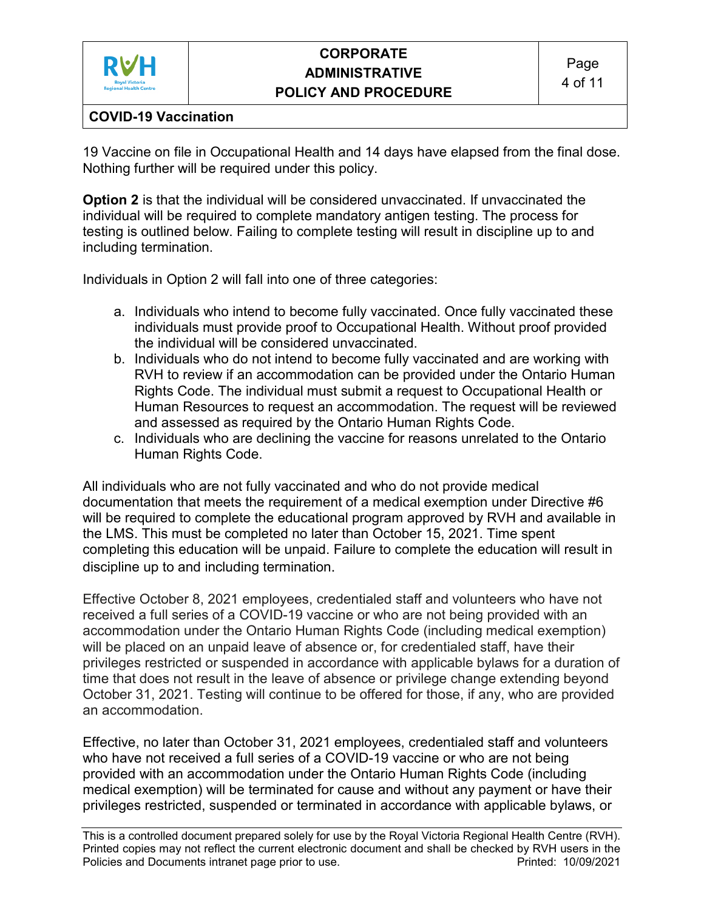19 Vaccine on file in Occupational Health and 14 days have elapsed from the final dose. Nothing further will be required under this policy.

**Option 2** is that the individual will be considered unvaccinated. If unvaccinated the individual will be required to complete mandatory antigen testing. The process for testing is outlined below. Failing to complete testing will result in discipline up to and including termination.

Individuals in Option 2 will fall into one of three categories:

a. Individuals who intend to become fully vaccinated. Once fully vaccinated these individuals must provide proof to Occupational Health. Without proof provided the individual will be considered unvaccinated.
b. Individuals who do not intend to become fully vaccinated and are working with RVH to review if an accommodation can be provided under the Ontario Human Rights Code. The individual must submit a request to Occupational Health or Human Resources to request an accommodation. The request will be reviewed and assessed as required by the Ontario Human Rights Code.
c. Individuals who are declining the vaccine for reasons unrelated to the Ontario Human Rights Code.

All individuals who are not fully vaccinated and who do not provide medical documentation that meets the requirement of a medical exemption under Directive #6 will be required to complete the educational program approved by RVH and available in the LMS. This must be completed no later than October 15, 2021. Time spent completing this education will be unpaid. Failure to complete the education will result in discipline up to and including termination.

Effective October 8, 2021 employees, credentialed staff and volunteers who have not received a full series of a COVID-19 vaccine or who are not being provided with an accommodation under the Ontario Human Rights Code (including medical exemption) will be placed on an unpaid leave of absence or, for credentialed staff, have their privileges restricted or suspended in accordance with applicable bylaws for a duration of time that does not result in the leave of absence or privilege change extending beyond October 31, 2021. Testing will continue to be offered for those, if any, who are provided an accommodation.

Effective, no later than October 31, 2021 employees, credentialed staff and volunteers who have not received a full series of a COVID-19 vaccine or who are not being provided with an accommodation under the Ontario Human Rights Code (including medical exemption) will be terminated for cause and without any payment or have their privileges restricted, suspended or terminated in accordance with applicable bylaws, or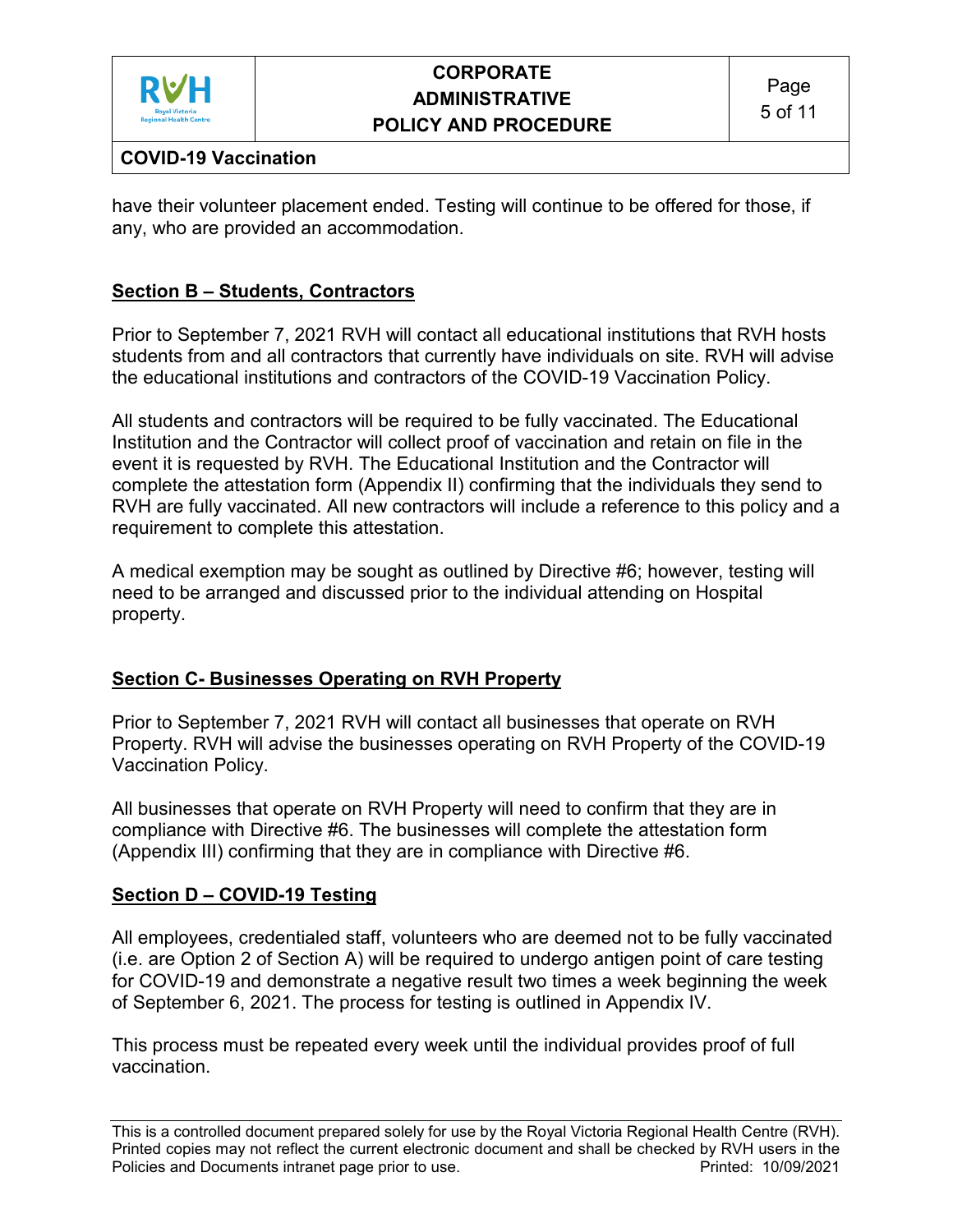have their volunteer placement ended. Testing will continue to be offered for those, if any, who are provided an accommodation.

## Section B – Students, Contractors

Prior to September 7, 2021 RVH will contact all educational institutions that RVH hosts students from and all contractors that currently have individuals on site. RVH will advise the educational institutions and contractors of the COVID-19 Vaccination Policy.

All students and contractors will be required to be fully vaccinated. The Educational Institution and the Contractor will collect proof of vaccination and retain on file in the event it is requested by RVH. The Educational Institution and the Contractor will complete the attestation form (Appendix II) confirming that the individuals they send to RVH are fully vaccinated. All new contractors will include a reference to this policy and a requirement to complete this attestation.

A medical exemption may be sought as outlined by Directive #6; however, testing will need to be arranged and discussed prior to the individual attending on Hospital property.

## Section C- Businesses Operating on RVH Property

Prior to September 7, 2021 RVH will contact all businesses that operate on RVH Property. RVH will advise the businesses operating on RVH Property of the COVID-19 Vaccination Policy.

All businesses that operate on RVH Property will need to confirm that they are in compliance with Directive #6. The businesses will complete the attestation form (Appendix III) confirming that they are in compliance with Directive #6.

## Section D – COVID-19 Testing

All employees, credentialed staff, volunteers who are deemed not to be fully vaccinated (i.e. are Option 2 of Section A) will be required to undergo antigen point of care testing for COVID-19 and demonstrate a negative result two times a week beginning the week of September 6, 2021. The process for testing is outlined in Appendix IV.

This process must be repeated every week until the individual provides proof of full vaccination.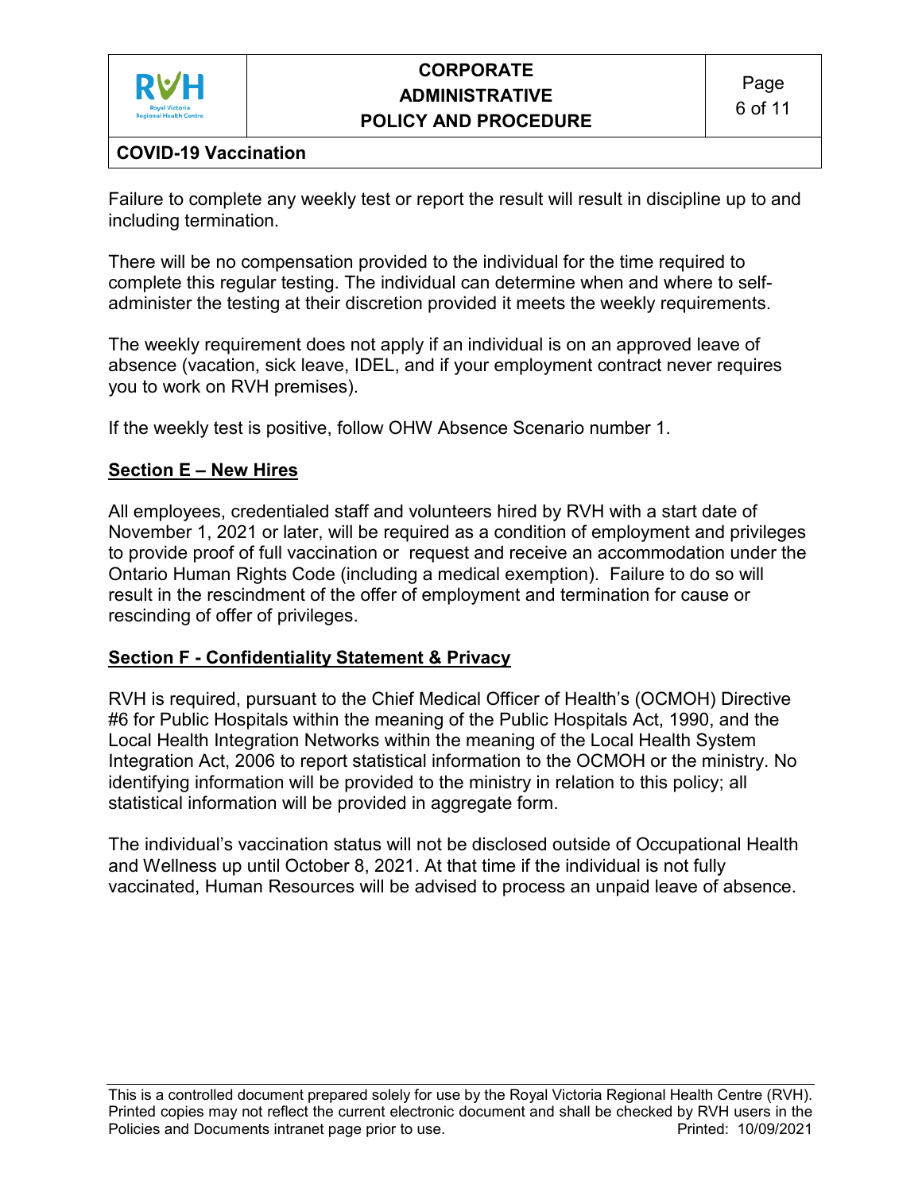Failure to complete any weekly test or report the result will result in discipline up to and including termination.

There will be no compensation provided to the individual for the time required to complete this regular testing. The individual can determine when and where to self-administer the testing at their discretion provided it meets the weekly requirements.

The weekly requirement does not apply if an individual is on an approved leave of absence (vacation, sick leave, IDEL, and if your employment contract never requires you to work on RVH premises).

If the weekly test is positive, follow OHW Absence Scenario number 1.

## Section E – New Hires

All employees, credentialed staff and volunteers hired by RVH with a start date of November 1, 2021 or later, will be required as a condition of employment and privileges to provide proof of full vaccination or request and receive an accommodation under the Ontario Human Rights Code (including a medical exemption). Failure to do so will result in the rescindment of the offer of employment and termination for cause or rescinding of offer of privileges.

## Section F - Confidentiality Statement & Privacy

RVH is required, pursuant to the Chief Medical Officer of Health's (OCMOH) Directive #6 for Public Hospitals within the meaning of the Public Hospitals Act, 1990, and the Local Health Integration Networks within the meaning of the Local Health System Integration Act, 2006 to report statistical information to the OCMOH or the ministry. No identifying information will be provided to the ministry in relation to this policy; all statistical information will be provided in aggregate form.

The individual's vaccination status will not be disclosed outside of Occupational Health and Wellness up until October 8, 2021. At that time if the individual is not fully vaccinated, Human Resources will be advised to process an unpaid leave of absence.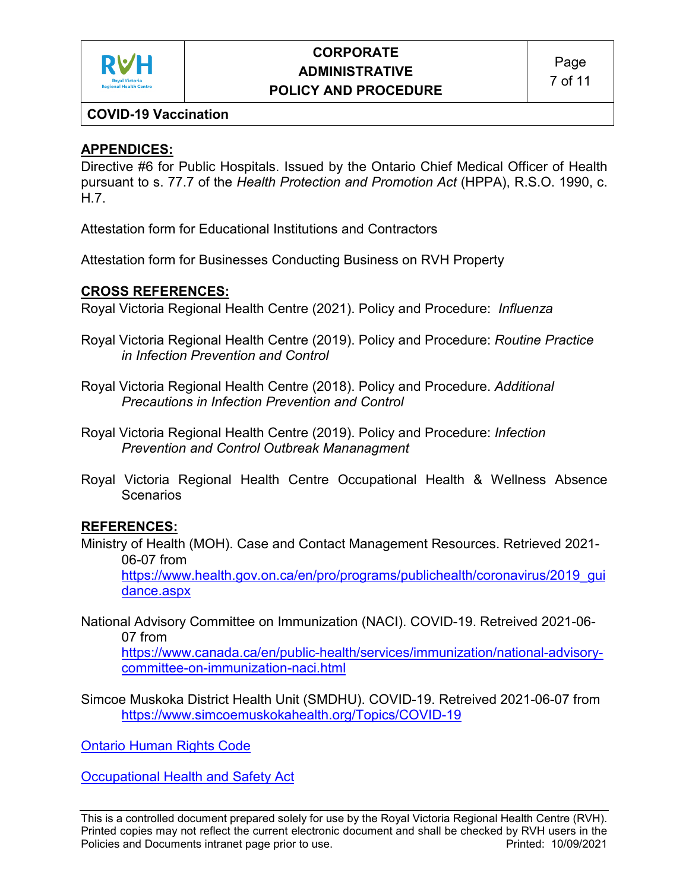## APPENDICES:

Directive #6 for Public Hospitals. Issued by the Ontario Chief Medical Officer of Health pursuant to s. 77.7 of the *Health Protection and Promotion Act* (HPPA), R.S.O. 1990, c. H.7.

Attestation form for Educational Institutions and Contractors

Attestation form for Businesses Conducting Business on RVH Property

## CROSS REFERENCES:

Royal Victoria Regional Health Centre (2021). Policy and Procedure: *Influenza*

Royal Victoria Regional Health Centre (2019). Policy and Procedure: *Routine Practice in Infection Prevention and Control*

Royal Victoria Regional Health Centre (2018). Policy and Procedure. *Additional Precautions in Infection Prevention and Control*

Royal Victoria Regional Health Centre (2019). Policy and Procedure: *Infection Prevention and Control Outbreak Mananagment*

Royal Victoria Regional Health Centre Occupational Health & Wellness Absence Scenarios

## REFERENCES:

Ministry of Health (MOH). Case and Contact Management Resources. Retrieved 2021-06-07 from [https://www.health.gov.on.ca/en/pro/programs/publichealth/coronavirus/2019_guidance.aspx](https://www.health.gov.on.ca/en/pro/programs/publichealth/coronavirus/2019_guidance.aspx)

National Advisory Committee on Immunization (NACI). COVID-19. Retreived 2021-06-07 from [https://www.canada.ca/en/public-health/services/immunization/national-advisory-committee-on-immunization-naci.html](https://www.canada.ca/en/public-health/services/immunization/national-advisory-committee-on-immunization-naci.html)

Simcoe Muskoka District Health Unit (SMDHU). COVID-19. Retreived 2021-06-07 from [https://www.simcoemuskokahealth.org/Topics/COVID-19](https://www.simcoemuskokahealth.org/Topics/COVID-19)

Ontario Human Rights Code

Occupational Health and Safety Act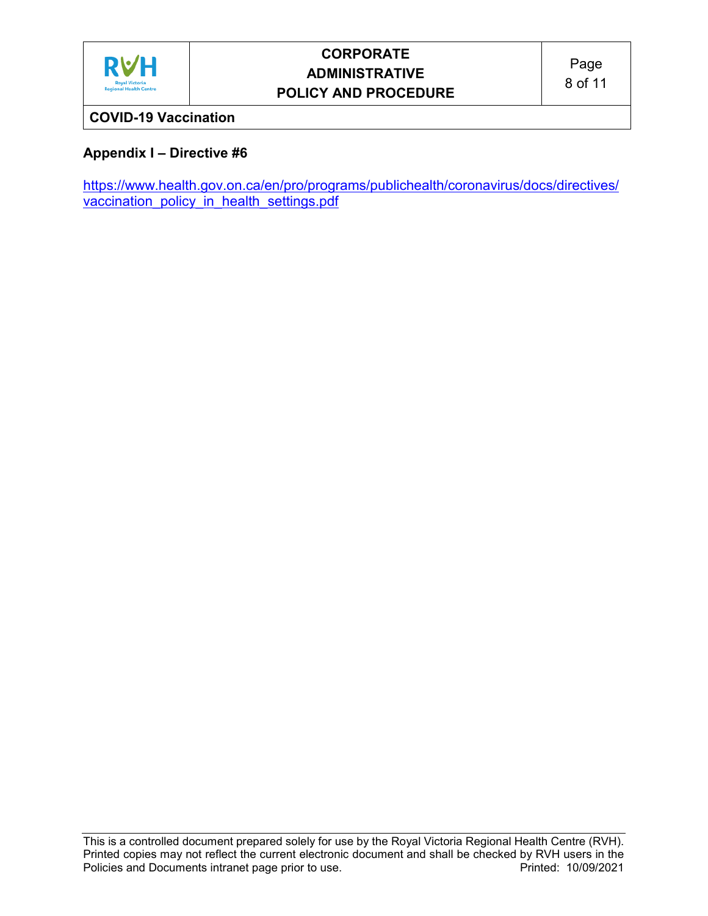## Appendix I – Directive #6

[https://www.health.gov.on.ca/en/pro/programs/publichealth/coronavirus/docs/directives/vaccination_policy_in_health_settings.pdf](https://www.health.gov.on.ca/en/pro/programs/publichealth/coronavirus/docs/directives/vaccination_policy_in_health_settings.pdf)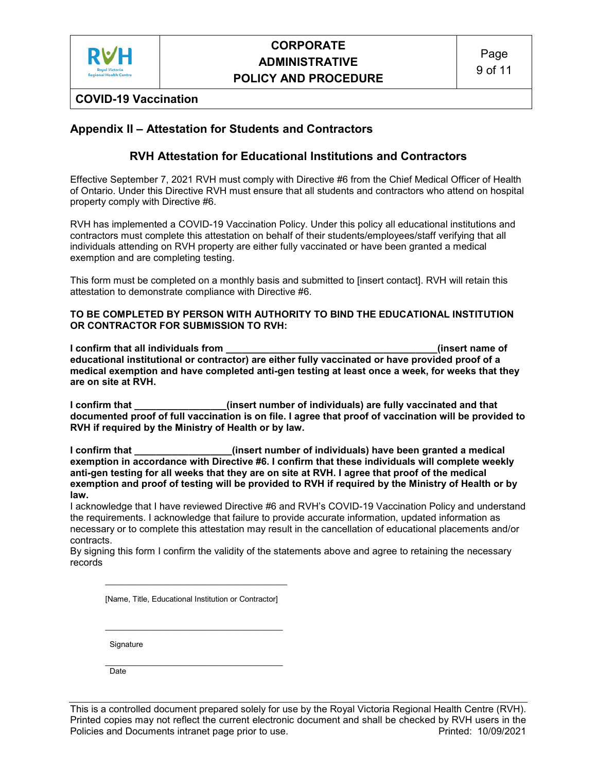## Appendix II – Attestation for Students and Contractors

### RVH Attestation for Educational Institutions and Contractors

Effective September 7, 2021 RVH must comply with Directive #6 from the Chief Medical Officer of Health of Ontario. Under this Directive RVH must ensure that all students and contractors who attend on hospital property comply with Directive #6.

RVH has implemented a COVID-19 Vaccination Policy. Under this policy all educational institutions and contractors must complete this attestation on behalf of their students/employees/staff verifying that all individuals attending on RVH property are either fully vaccinated or have been granted a medical exemption and are completing testing.

This form must be completed on a monthly basis and submitted to [insert contact]. RVH will retain this attestation to demonstrate compliance with Directive #6.

**TO BE COMPLETED BY PERSON WITH AUTHORITY TO BIND THE EDUCATIONAL INSTITUTION OR CONTRACTOR FOR SUBMISSION TO RVH:**

**I confirm that all individuals from ________________________________________(insert name of educational institutional or contractor) are either fully vaccinated or have provided proof of a medical exemption and have completed anti-gen testing at least once a week, for weeks that they are on site at RVH.**

**I confirm that _________________(insert number of individuals) are fully vaccinated and that documented proof of full vaccination is on file. I agree that proof of vaccination will be provided to RVH if required by the Ministry of Health or by law.**

**I confirm that __________________(insert number of individuals) have been granted a medical exemption in accordance with Directive #6. I confirm that these individuals will complete weekly anti-gen testing for all weeks that they are on site at RVH. I agree that proof of the medical exemption and proof of testing will be provided to RVH if required by the Ministry of Health or by law.**

I acknowledge that I have reviewed Directive #6 and RVH's COVID-19 Vaccination Policy and understand the requirements. I acknowledge that failure to provide accurate information, updated information as necessary or to complete this attestation may result in the cancellation of educational placements and/or contracts.

By signing this form I confirm the validity of the statements above and agree to retaining the necessary records

_____________________________________

[Name, Title, Educational Institution or Contractor]

_____________________________________

Signature

_____________________________________

Date

This is a controlled document prepared solely for use by the Royal Victoria Regional Health Centre (RVH). Printed copies may not reflect the current electronic document and shall be checked by RVH users in the Policies and Documents intranet page prior to use. Printed: 10/09/2021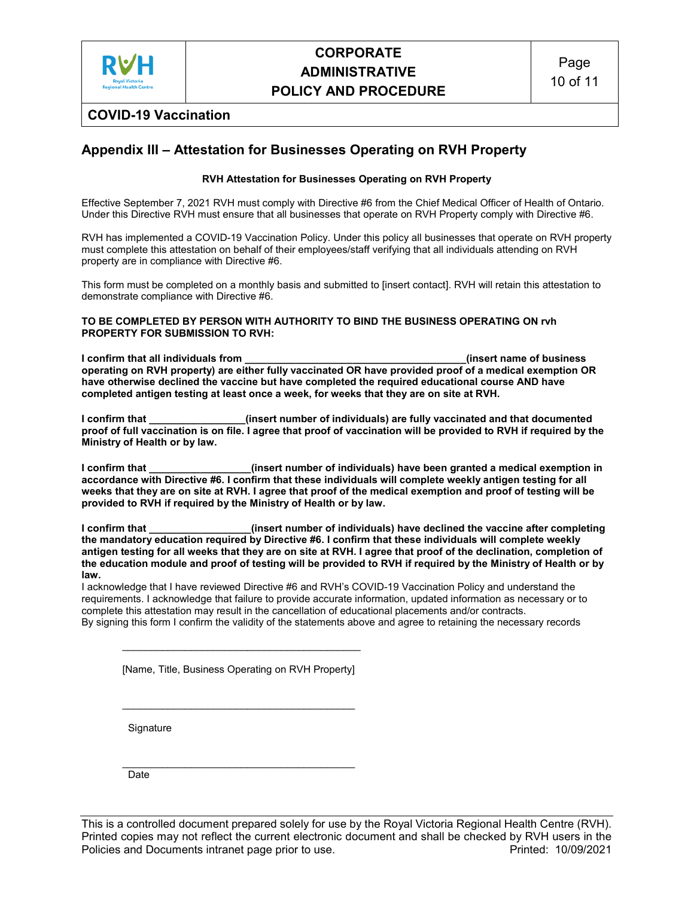## Appendix III – Attestation for Businesses Operating on RVH Property

**RVH Attestation for Businesses Operating on RVH Property**

Effective September 7, 2021 RVH must comply with Directive #6 from the Chief Medical Officer of Health of Ontario. Under this Directive RVH must ensure that all businesses that operate on RVH Property comply with Directive #6.

RVH has implemented a COVID-19 Vaccination Policy. Under this policy all businesses that operate on RVH property must complete this attestation on behalf of their employees/staff verifying that all individuals attending on RVH property are in compliance with Directive #6.

This form must be completed on a monthly basis and submitted to [insert contact]. RVH will retain this attestation to demonstrate compliance with Directive #6.

**TO BE COMPLETED BY PERSON WITH AUTHORITY TO BIND THE BUSINESS OPERATING ON rvh PROPERTY FOR SUBMISSION TO RVH:**

**I confirm that all individuals from _______________________________________(insert name of business operating on RVH property) are either fully vaccinated OR have provided proof of a medical exemption OR have otherwise declined the vaccine but have completed the required educational course AND have completed antigen testing at least once a week, for weeks that they are on site at RVH.**

**I confirm that _________________(insert number of individuals) are fully vaccinated and that documented proof of full vaccination is on file. I agree that proof of vaccination will be provided to RVH if required by the Ministry of Health or by law.**

**I confirm that __________________(insert number of individuals) have been granted a medical exemption in accordance with Directive #6. I confirm that these individuals will complete weekly antigen testing for all weeks that they are on site at RVH. I agree that proof of the medical exemption and proof of testing will be provided to RVH if required by the Ministry of Health or by law.**

**I confirm that __________________(insert number of individuals) have declined the vaccine after completing the mandatory education required by Directive #6. I confirm that these individuals will complete weekly antigen testing for all weeks that they are on site at RVH. I agree that proof of the declination, completion of the education module and proof of testing will be provided to RVH if required by the Ministry of Health or by law.**

I acknowledge that I have reviewed Directive #6 and RVH's COVID-19 Vaccination Policy and understand the requirements. I acknowledge that failure to provide accurate information, updated information as necessary or to complete this attestation may result in the cancellation of educational placements and/or contracts.
By signing this form I confirm the validity of the statements above and agree to retaining the necessary records

_________________________________________

[Name, Title, Business Operating on RVH Property]

_________________________________________

Signature

_________________________________________

Date

This is a controlled document prepared solely for use by the Royal Victoria Regional Health Centre (RVH). Printed copies may not reflect the current electronic document and shall be checked by RVH users in the Policies and Documents intranet page prior to use. Printed: 10/09/2021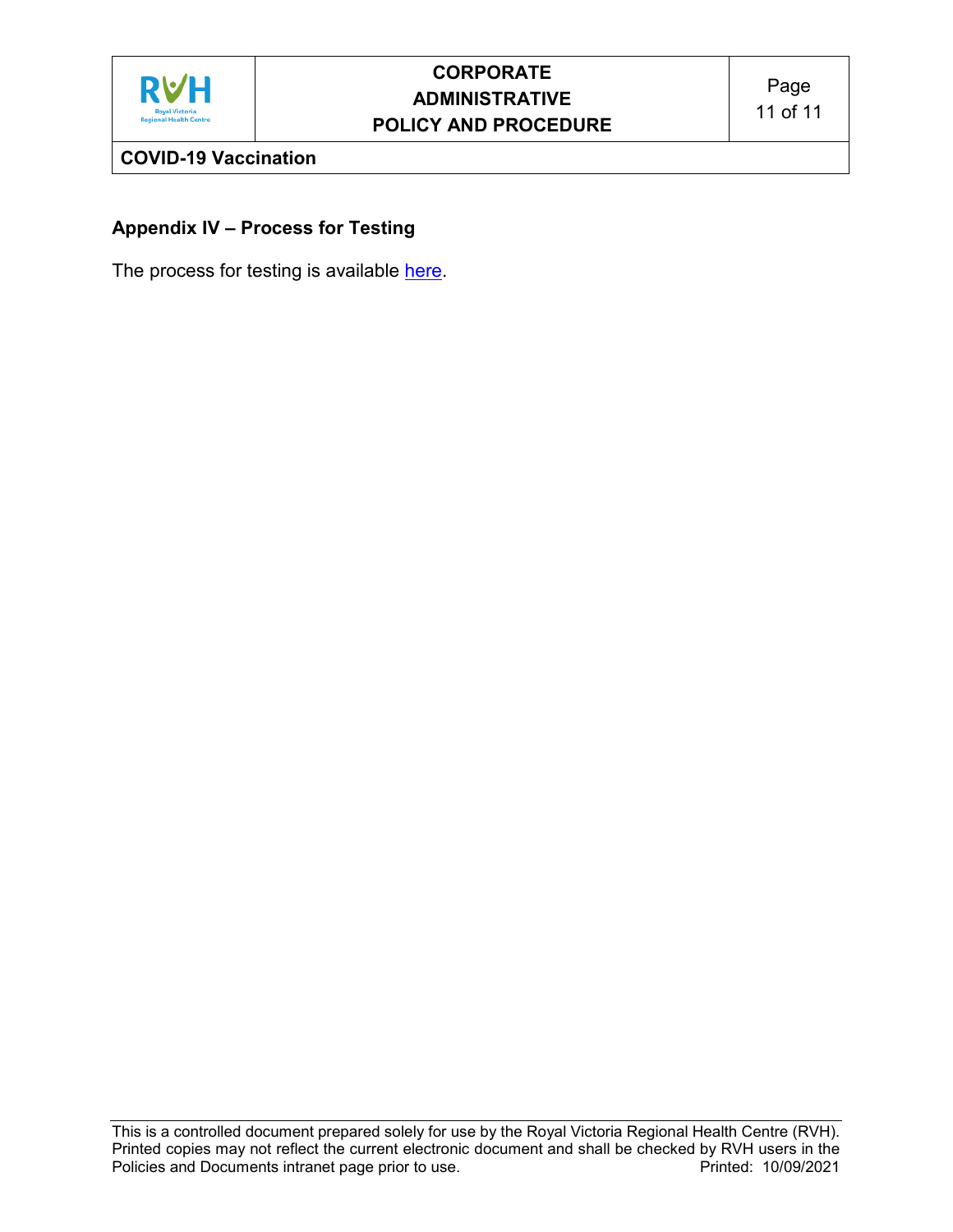## Appendix IV – Process for Testing

The process for testing is available here.